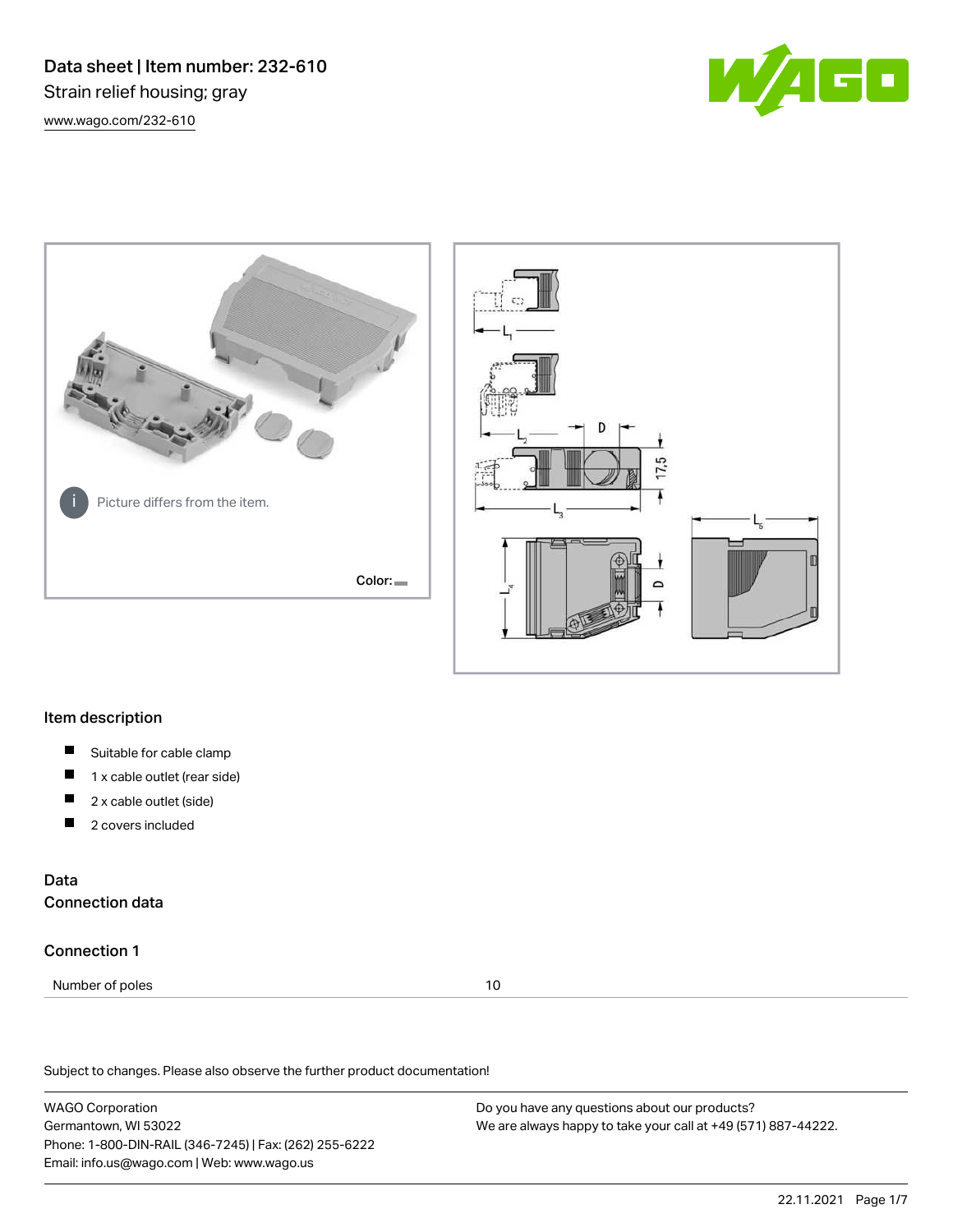# Data sheet | Item number: 232-610

Strain relief housing; gray

www.wago.com/232-610

Picture differs from the item.

Color:

## Item description

- Suitable for cable clamp
- 1 x cable outlet (rear side)
- 2 x cable outlet (side)
- 2 covers included

## Data

### Connection data

### Connection 1

| Number of poles | 10 |
|---|---|

Subject to changes. Please also observe the further product documentation!

WAGO Corporation
Germantown, WI 53022
Phone: 1-800-DIN-RAIL (346-7245) | Fax: (262) 255-6222
Email: info.us@wago.com | Web: www.wago.us

Do you have any questions about our products?
We are always happy to take your call at +49 (571) 887-44222.

22.11.2021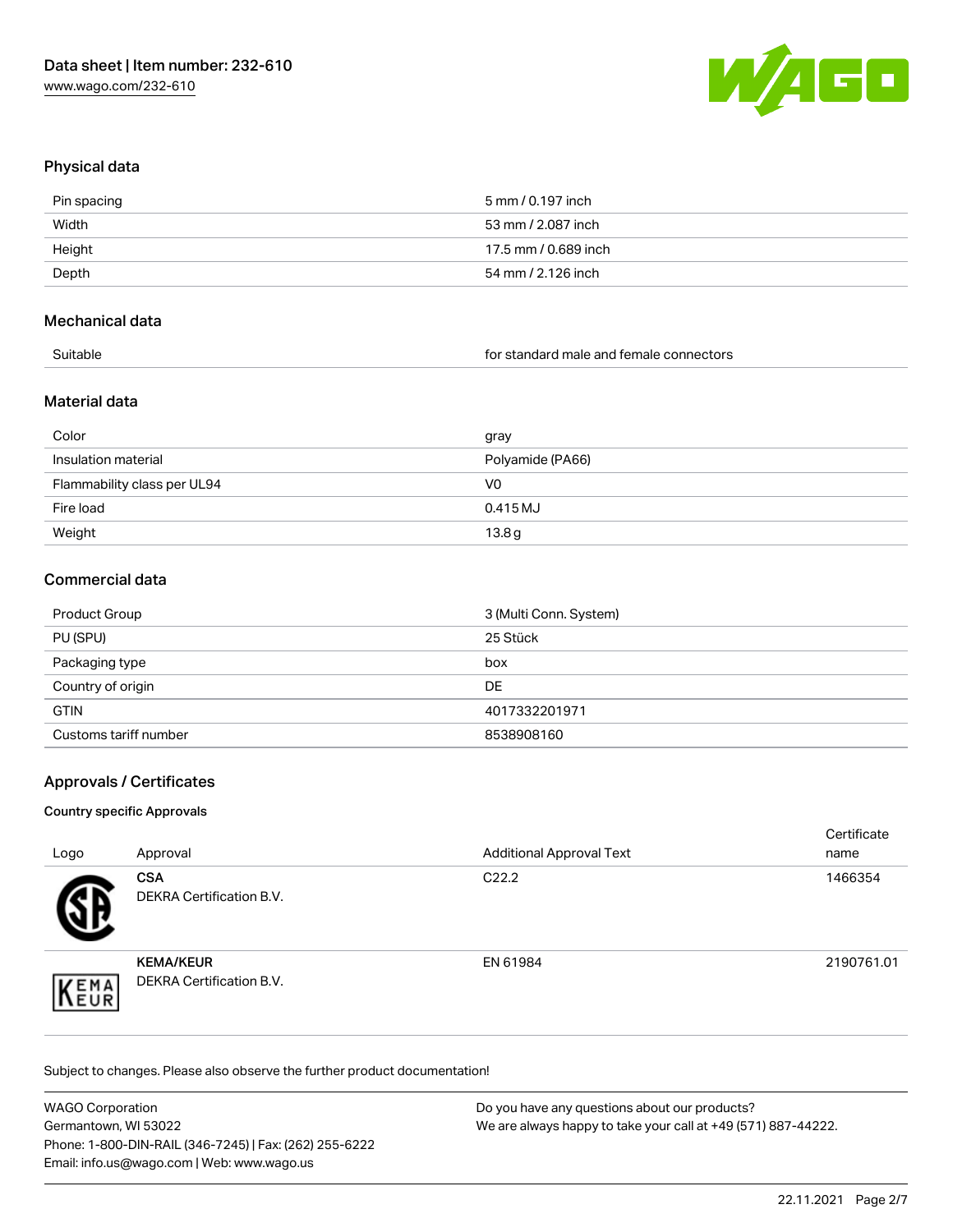## Physical data

| | |
|---|---|
| Pin spacing | 5 mm / 0.197 inch |
| Width | 53 mm / 2.087 inch |
| Height | 17.5 mm / 0.689 inch |
| Depth | 54 mm / 2.126 inch |

## Mechanical data

| | |
|---|---|
| Suitable | for standard male and female connectors |

## Material data

| | |
|---|---|
| Color | gray |
| Insulation material | Polyamide (PA66) |
| Flammability class per UL94 | V0 |
| Fire load | 0.415 MJ |
| Weight | 13.8 g |

## Commercial data

| | |
|---|---|
| Product Group | 3 (Multi Conn. System) |
| PU (SPU) | 25 Stück |
| Packaging type | box |
| Country of origin | DE |
| GTIN | 4017332201971 |
| Customs tariff number | 8538908160 |

## Approvals / Certificates

### Country specific Approvals

| Logo | Approval | Additional Approval Text | Certificate name |
|---|---|---|---|
| | **CSA** DEKRA Certification B.V. | C22.2 | 1466354 |
| | **KEMA/KEUR** DEKRA Certification B.V. | EN 61984 | 2190761.01 |

Subject to changes. Please also observe the further product documentation!

WAGO Corporation
Germantown, WI 53022
Phone: 1-800-DIN-RAIL (346-7245) | Fax: (262) 255-6222
Email: info.us@wago.com | Web: www.wago.us

Do you have any questions about our products?
We are always happy to take your call at +49 (571) 887-44222.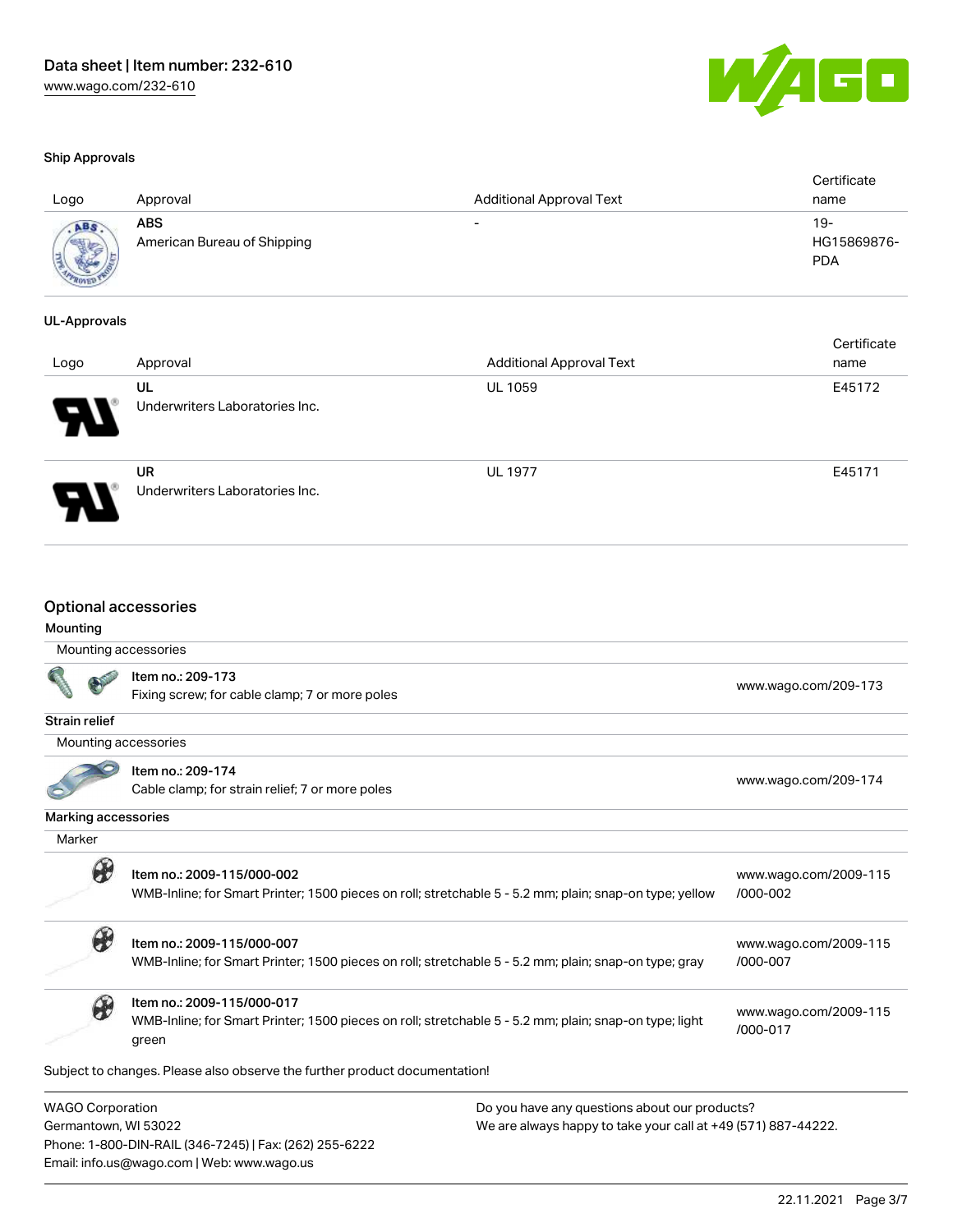### Ship Approvals

| Logo | Approval | Additional Approval Text | Certificate name |
|---|---|---|---|
| | **ABS** American Bureau of Shipping | - | 19-HG15869876-PDA |

### UL-Approvals

| Logo | Approval | Additional Approval Text | Certificate name |
|---|---|---|---|
| | **UL** Underwriters Laboratories Inc. | UL 1059 | E45172 |
| | **UR** Underwriters Laboratories Inc. | UL 1977 | E45171 |

## Optional accessories

### Mounting

Mounting accessories

| Item | Link |
|---|---|
| Item no.: 209-173<br>Fixing screw; for cable clamp; 7 or more poles | www.wago.com/209-173 |

### Strain relief

Mounting accessories

| Item | Link |
|---|---|
| Item no.: 209-174<br>Cable clamp; for strain relief; 7 or more poles | www.wago.com/209-174 |

### Marking accessories

Marker

| Item | Link |
|---|---|
| Item no.: 2009-115/000-002<br>WMB-Inline; for Smart Printer; 1500 pieces on roll; stretchable 5 - 5.2 mm; plain; snap-on type; yellow | www.wago.com/2009-115/000-002 |
| Item no.: 2009-115/000-007<br>WMB-Inline; for Smart Printer; 1500 pieces on roll; stretchable 5 - 5.2 mm; plain; snap-on type; gray | www.wago.com/2009-115/000-007 |
| Item no.: 2009-115/000-017<br>WMB-Inline; for Smart Printer; 1500 pieces on roll; stretchable 5 - 5.2 mm; plain; snap-on type; light green | www.wago.com/2009-115/000-017 |

Subject to changes. Please also observe the further product documentation!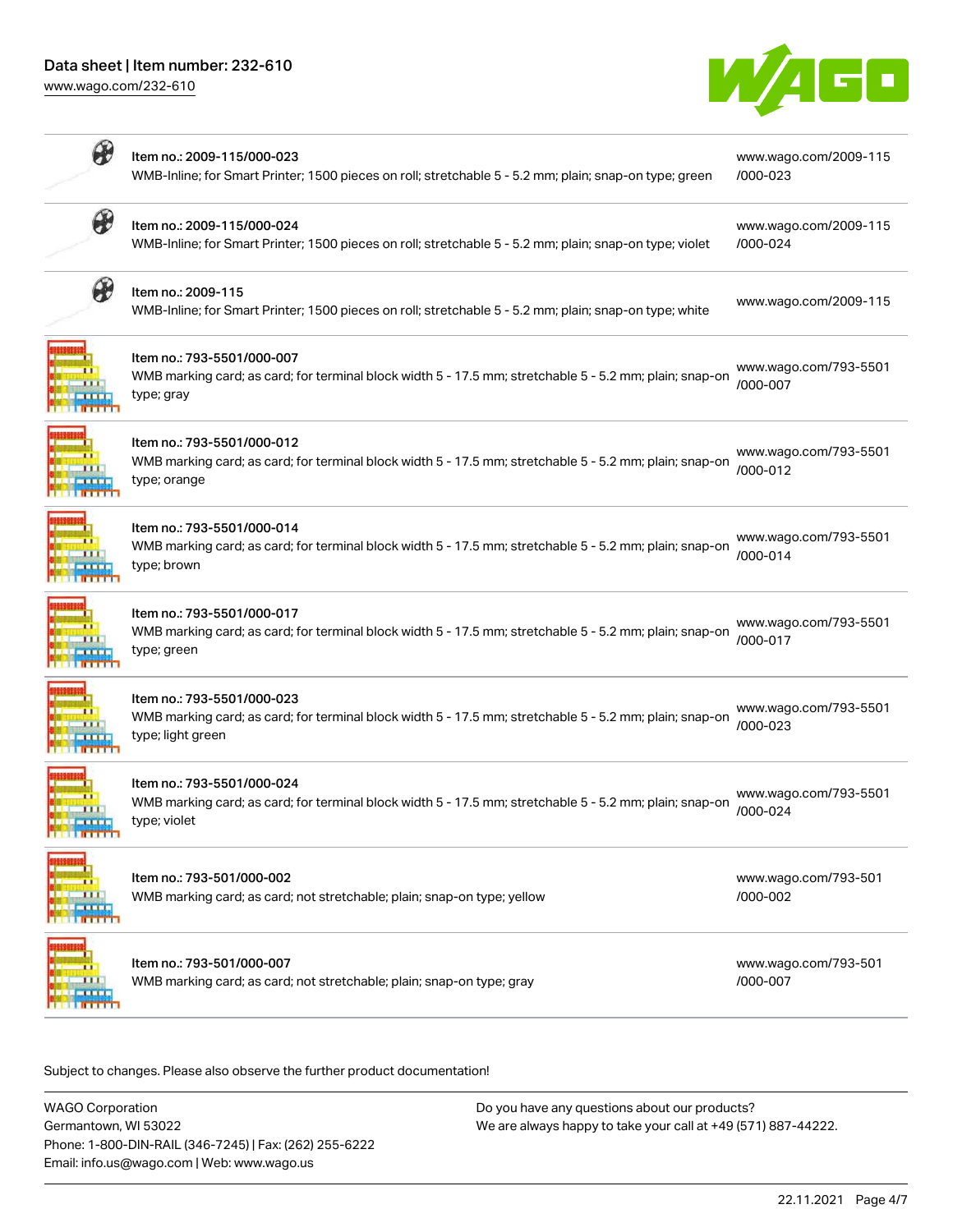| Item | Link |
| --- | --- |
| Item no.: 2009-115/000-023<br>WMB-Inline; for Smart Printer; 1500 pieces on roll; stretchable 5 - 5.2 mm; plain; snap-on type; green | www.wago.com/2009-115/000-023 |
| Item no.: 2009-115/000-024<br>WMB-Inline; for Smart Printer; 1500 pieces on roll; stretchable 5 - 5.2 mm; plain; snap-on type; violet | www.wago.com/2009-115/000-024 |
| Item no.: 2009-115<br>WMB-Inline; for Smart Printer; 1500 pieces on roll; stretchable 5 - 5.2 mm; plain; snap-on type; white | www.wago.com/2009-115 |
| Item no.: 793-5501/000-007<br>WMB marking card; as card; for terminal block width 5 - 17.5 mm; stretchable 5 - 5.2 mm; plain; snap-on type; gray | www.wago.com/793-5501/000-007 |
| Item no.: 793-5501/000-012<br>WMB marking card; as card; for terminal block width 5 - 17.5 mm; stretchable 5 - 5.2 mm; plain; snap-on type; orange | www.wago.com/793-5501/000-012 |
| Item no.: 793-5501/000-014<br>WMB marking card; as card; for terminal block width 5 - 17.5 mm; stretchable 5 - 5.2 mm; plain; snap-on type; brown | www.wago.com/793-5501/000-014 |
| Item no.: 793-5501/000-017<br>WMB marking card; as card; for terminal block width 5 - 17.5 mm; stretchable 5 - 5.2 mm; plain; snap-on type; green | www.wago.com/793-5501/000-017 |
| Item no.: 793-5501/000-023<br>WMB marking card; as card; for terminal block width 5 - 17.5 mm; stretchable 5 - 5.2 mm; plain; snap-on type; light green | www.wago.com/793-5501/000-023 |
| Item no.: 793-5501/000-024<br>WMB marking card; as card; for terminal block width 5 - 17.5 mm; stretchable 5 - 5.2 mm; plain; snap-on type; violet | www.wago.com/793-5501/000-024 |
| Item no.: 793-501/000-002<br>WMB marking card; as card; not stretchable; plain; snap-on type; yellow | www.wago.com/793-501/000-002 |
| Item no.: 793-501/000-007<br>WMB marking card; as card; not stretchable; plain; snap-on type; gray | www.wago.com/793-501/000-007 |

Subject to changes. Please also observe the further product documentation!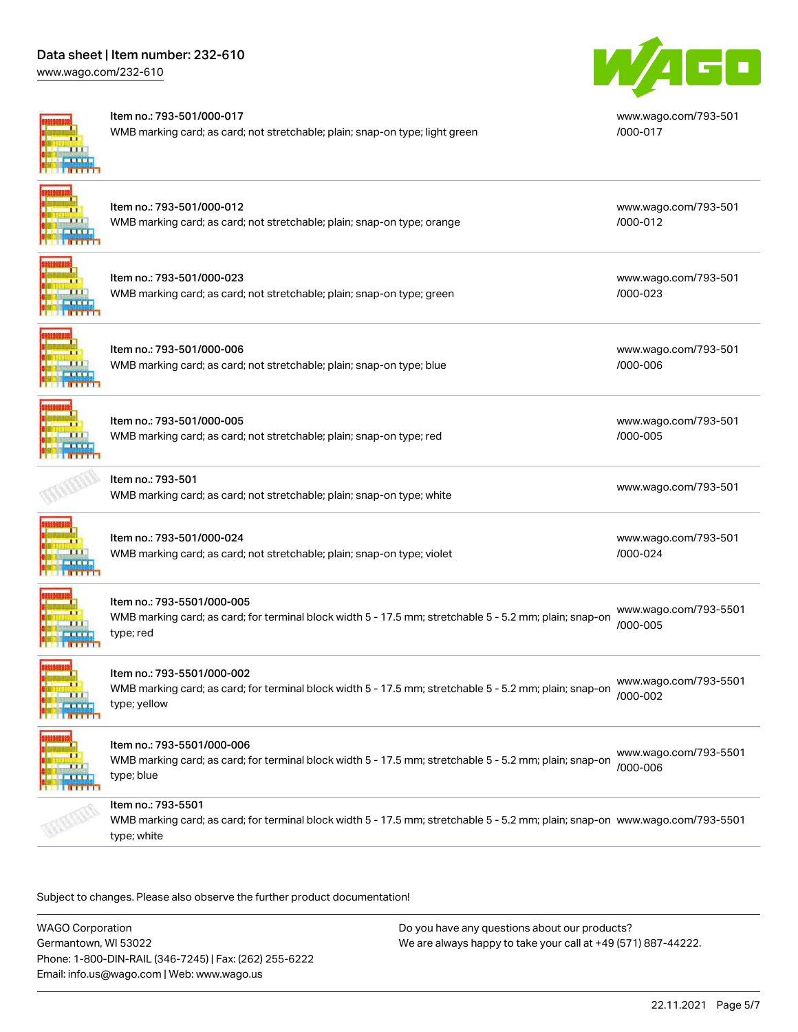| Item | Description | Link |
| --- | --- | --- |
| Item no.: 793-501/000-017 | WMB marking card; as card; not stretchable; plain; snap-on type; light green | www.wago.com/793-501/000-017 |
| Item no.: 793-501/000-012 | WMB marking card; as card; not stretchable; plain; snap-on type; orange | www.wago.com/793-501/000-012 |
| Item no.: 793-501/000-023 | WMB marking card; as card; not stretchable; plain; snap-on type; green | www.wago.com/793-501/000-023 |
| Item no.: 793-501/000-006 | WMB marking card; as card; not stretchable; plain; snap-on type; blue | www.wago.com/793-501/000-006 |
| Item no.: 793-501/000-005 | WMB marking card; as card; not stretchable; plain; snap-on type; red | www.wago.com/793-501/000-005 |
| Item no.: 793-501 | WMB marking card; as card; not stretchable; plain; snap-on type; white | www.wago.com/793-501 |
| Item no.: 793-501/000-024 | WMB marking card; as card; not stretchable; plain; snap-on type; violet | www.wago.com/793-501/000-024 |
| Item no.: 793-5501/000-005 | WMB marking card; as card; for terminal block width 5 - 17.5 mm; stretchable 5 - 5.2 mm; plain; snap-on type; red | www.wago.com/793-5501/000-005 |
| Item no.: 793-5501/000-002 | WMB marking card; as card; for terminal block width 5 - 17.5 mm; stretchable 5 - 5.2 mm; plain; snap-on type; yellow | www.wago.com/793-5501/000-002 |
| Item no.: 793-5501/000-006 | WMB marking card; as card; for terminal block width 5 - 17.5 mm; stretchable 5 - 5.2 mm; plain; snap-on type; blue | www.wago.com/793-5501/000-006 |
| Item no.: 793-5501 | WMB marking card; as card; for terminal block width 5 - 17.5 mm; stretchable 5 - 5.2 mm; plain; snap-on type; white | www.wago.com/793-5501 |

Subject to changes. Please also observe the further product documentation!

WAGO Corporation
Germantown, WI 53022
Phone: 1-800-DIN-RAIL (346-7245) | Fax: (262) 255-6222
Email: info.us@wago.com | Web: www.wago.us

Do you have any questions about our products?
We are always happy to take your call at +49 (571) 887-44222.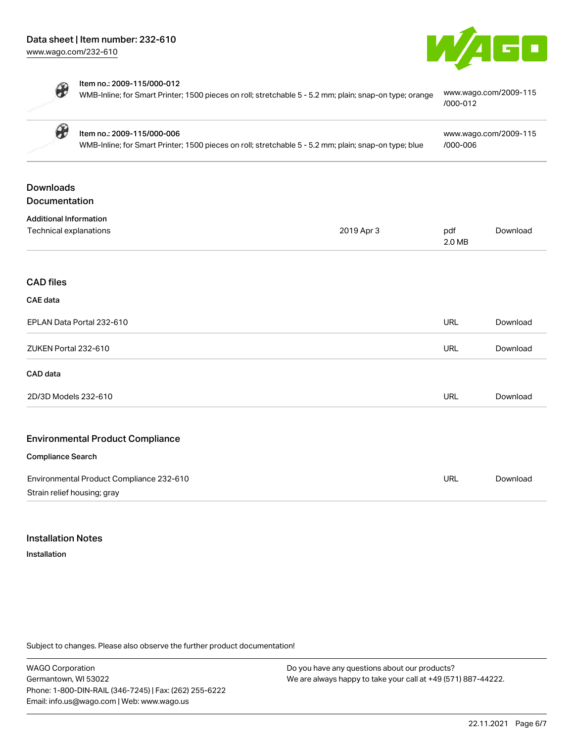| | | |
|---|---|---|
| **Item no.: 2009-115/000-012**<br>WMB-Inline; for Smart Printer; 1500 pieces on roll; stretchable 5 - 5.2 mm; plain; snap-on type; orange | www.wago.com/2009-115/000-012 |
| **Item no.: 2009-115/000-006**<br>WMB-Inline; for Smart Printer; 1500 pieces on roll; stretchable 5 - 5.2 mm; plain; snap-on type; blue | www.wago.com/2009-115/000-006 |

## Downloads
## Documentation

**Additional Information**

| | | | |
|---|---|---|---|
| Technical explanations | 2019 Apr 3 | pdf<br>2.0 MB | Download |

## CAD files

**CAE data**

| | | |
|---|---|---|
| EPLAN Data Portal 232-610 | URL | Download |
| ZUKEN Portal 232-610 | URL | Download |

**CAD data**

| | | |
|---|---|---|
| 2D/3D Models 232-610 | URL | Download |

## Environmental Product Compliance

**Compliance Search**

| | | |
|---|---|---|
| Environmental Product Compliance 232-610<br>Strain relief housing; gray | URL | Download |

## Installation Notes

**Installation**

Subject to changes. Please also observe the further product documentation!

WAGO Corporation
Germantown, WI 53022
Phone: 1-800-DIN-RAIL (346-7245) | Fax: (262) 255-6222
Email: info.us@wago.com | Web: www.wago.us

Do you have any questions about our products?
We are always happy to take your call at +49 (571) 887-44222.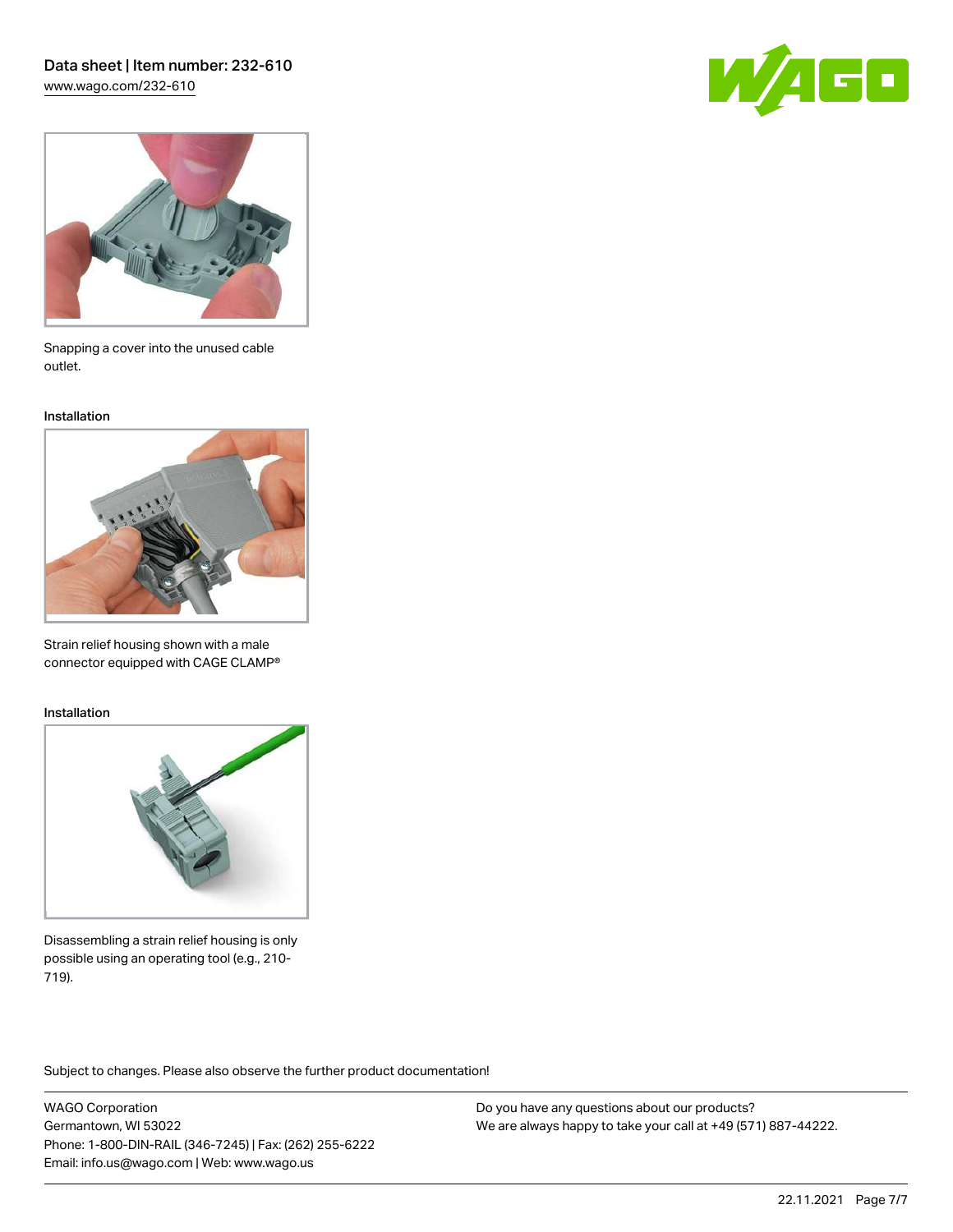Snapping a cover into the unused cable outlet.

Installation

Strain relief housing shown with a male connector equipped with CAGE CLAMP®

Installation

Disassembling a strain relief housing is only possible using an operating tool (e.g., 210-719).

Subject to changes. Please also observe the further product documentation!

WAGO Corporation
Germantown, WI 53022
Phone: 1-800-DIN-RAIL (346-7245) | Fax: (262) 255-6222
Email: info.us@wago.com | Web: www.wago.us

Do you have any questions about our products?
We are always happy to take your call at +49 (571) 887-44222.